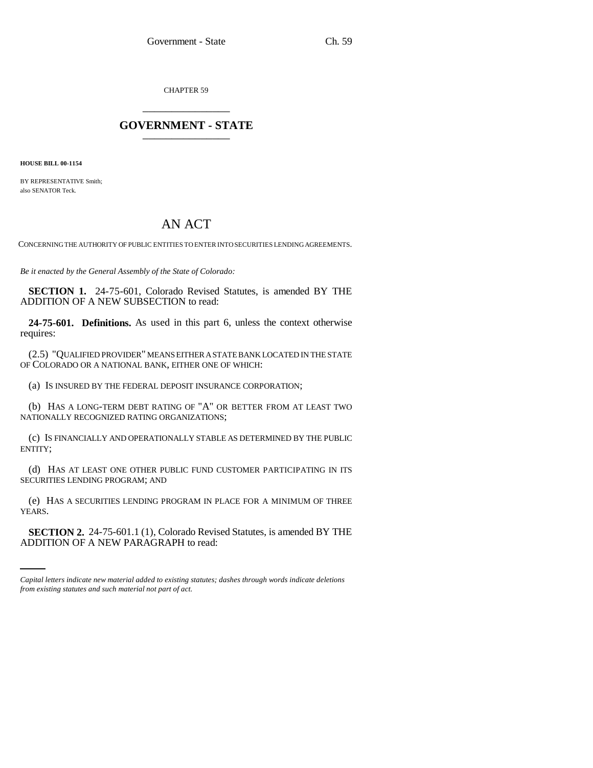CHAPTER 59

# GOVERNMENT - STATE

**HOUSE BILL 00-1154**

BY REPRESENTATIVE Smith;
also SENATOR Teck.

## AN ACT

CONCERNING THE AUTHORITY OF PUBLIC ENTITIES TO ENTER INTO SECURITIES LENDING AGREEMENTS.

*Be it enacted by the General Assembly of the State of Colorado:*

**SECTION 1.** 24-75-601, Colorado Revised Statutes, is amended BY THE ADDITION OF A NEW SUBSECTION to read:

**24-75-601. Definitions.** As used in this part 6, unless the context otherwise requires:

(2.5) "QUALIFIED PROVIDER" MEANS EITHER A STATE BANK LOCATED IN THE STATE OF COLORADO OR A NATIONAL BANK, EITHER ONE OF WHICH:

(a) IS INSURED BY THE FEDERAL DEPOSIT INSURANCE CORPORATION;

(b) HAS A LONG-TERM DEBT RATING OF "A" OR BETTER FROM AT LEAST TWO NATIONALLY RECOGNIZED RATING ORGANIZATIONS;

(c) IS FINANCIALLY AND OPERATIONALLY STABLE AS DETERMINED BY THE PUBLIC ENTITY;

(d) HAS AT LEAST ONE OTHER PUBLIC FUND CUSTOMER PARTICIPATING IN ITS SECURITIES LENDING PROGRAM; AND

(e) HAS A SECURITIES LENDING PROGRAM IN PLACE FOR A MINIMUM OF THREE YEARS.

**SECTION 2.** 24-75-601.1 (1), Colorado Revised Statutes, is amended BY THE ADDITION OF A NEW PARAGRAPH to read:

---

*Capital letters indicate new material added to existing statutes; dashes through words indicate deletions from existing statutes and such material not part of act.*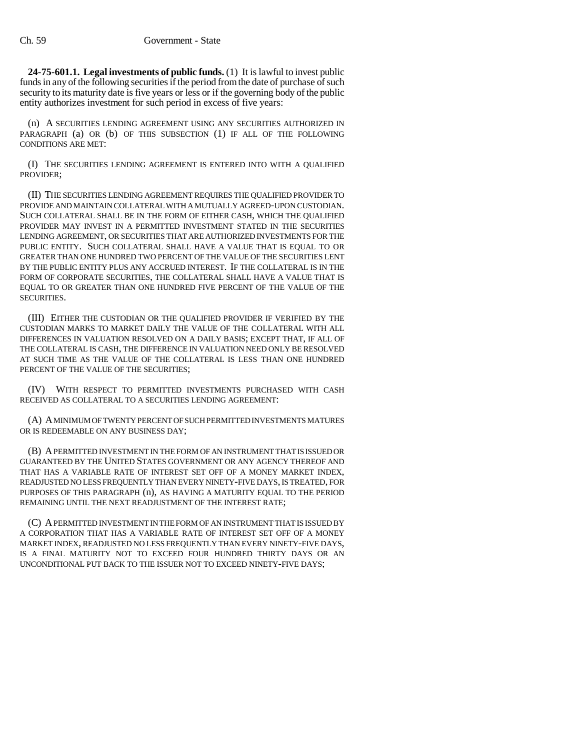**24-75-601.1. Legal investments of public funds.** (1) It is lawful to invest public funds in any of the following securities if the period from the date of purchase of such security to its maturity date is five years or less or if the governing body of the public entity authorizes investment for such period in excess of five years:

(n) A SECURITIES LENDING AGREEMENT USING ANY SECURITIES AUTHORIZED IN PARAGRAPH (a) OR (b) OF THIS SUBSECTION (1) IF ALL OF THE FOLLOWING CONDITIONS ARE MET:

(I) THE SECURITIES LENDING AGREEMENT IS ENTERED INTO WITH A QUALIFIED PROVIDER;

(II) THE SECURITIES LENDING AGREEMENT REQUIRES THE QUALIFIED PROVIDER TO PROVIDE AND MAINTAIN COLLATERAL WITH A MUTUALLY AGREED-UPON CUSTODIAN. SUCH COLLATERAL SHALL BE IN THE FORM OF EITHER CASH, WHICH THE QUALIFIED PROVIDER MAY INVEST IN A PERMITTED INVESTMENT STATED IN THE SECURITIES LENDING AGREEMENT, OR SECURITIES THAT ARE AUTHORIZED INVESTMENTS FOR THE PUBLIC ENTITY. SUCH COLLATERAL SHALL HAVE A VALUE THAT IS EQUAL TO OR GREATER THAN ONE HUNDRED TWO PERCENT OF THE VALUE OF THE SECURITIES LENT BY THE PUBLIC ENTITY PLUS ANY ACCRUED INTEREST. IF THE COLLATERAL IS IN THE FORM OF CORPORATE SECURITIES, THE COLLATERAL SHALL HAVE A VALUE THAT IS EQUAL TO OR GREATER THAN ONE HUNDRED FIVE PERCENT OF THE VALUE OF THE SECURITIES.

(III) EITHER THE CUSTODIAN OR THE QUALIFIED PROVIDER IF VERIFIED BY THE CUSTODIAN MARKS TO MARKET DAILY THE VALUE OF THE COLLATERAL WITH ALL DIFFERENCES IN VALUATION RESOLVED ON A DAILY BASIS; EXCEPT THAT, IF ALL OF THE COLLATERAL IS CASH, THE DIFFERENCE IN VALUATION NEED ONLY BE RESOLVED AT SUCH TIME AS THE VALUE OF THE COLLATERAL IS LESS THAN ONE HUNDRED PERCENT OF THE VALUE OF THE SECURITIES;

(IV) WITH RESPECT TO PERMITTED INVESTMENTS PURCHASED WITH CASH RECEIVED AS COLLATERAL TO A SECURITIES LENDING AGREEMENT:

(A) A MINIMUM OF TWENTY PERCENT OF SUCH PERMITTED INVESTMENTS MATURES OR IS REDEEMABLE ON ANY BUSINESS DAY;

(B) A PERMITTED INVESTMENT IN THE FORM OF AN INSTRUMENT THAT IS ISSUED OR GUARANTEED BY THE UNITED STATES GOVERNMENT OR ANY AGENCY THEREOF AND THAT HAS A VARIABLE RATE OF INTEREST SET OFF OF A MONEY MARKET INDEX, READJUSTED NO LESS FREQUENTLY THAN EVERY NINETY-FIVE DAYS, IS TREATED, FOR PURPOSES OF THIS PARAGRAPH (n), AS HAVING A MATURITY EQUAL TO THE PERIOD REMAINING UNTIL THE NEXT READJUSTMENT OF THE INTEREST RATE;

(C) A PERMITTED INVESTMENT IN THE FORM OF AN INSTRUMENT THAT IS ISSUED BY A CORPORATION THAT HAS A VARIABLE RATE OF INTEREST SET OFF OF A MONEY MARKET INDEX, READJUSTED NO LESS FREQUENTLY THAN EVERY NINETY-FIVE DAYS, IS A FINAL MATURITY NOT TO EXCEED FOUR HUNDRED THIRTY DAYS OR AN UNCONDITIONAL PUT BACK TO THE ISSUER NOT TO EXCEED NINETY-FIVE DAYS;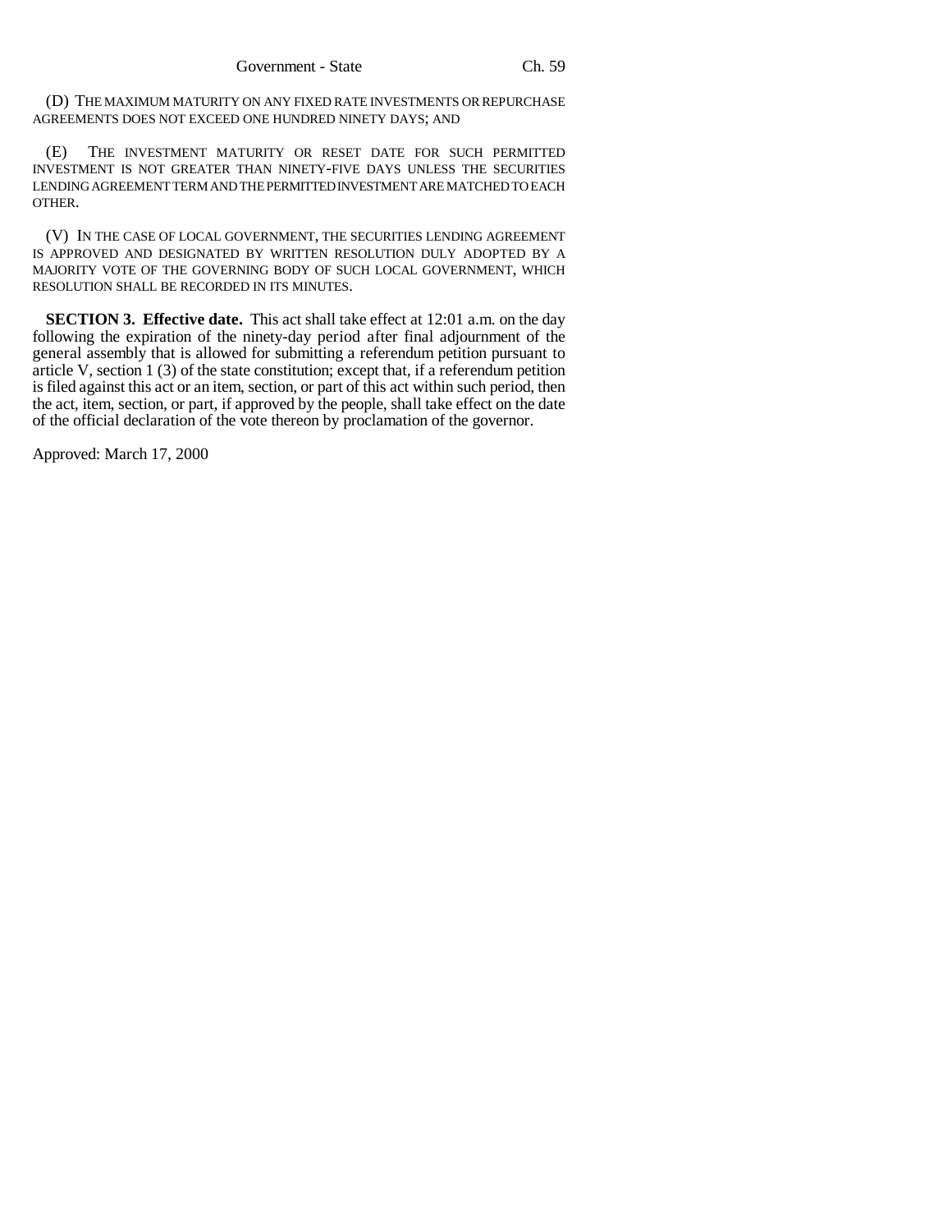(D) THE MAXIMUM MATURITY ON ANY FIXED RATE INVESTMENTS OR REPURCHASE AGREEMENTS DOES NOT EXCEED ONE HUNDRED NINETY DAYS; AND

(E) THE INVESTMENT MATURITY OR RESET DATE FOR SUCH PERMITTED INVESTMENT IS NOT GREATER THAN NINETY-FIVE DAYS UNLESS THE SECURITIES LENDING AGREEMENT TERM AND THE PERMITTED INVESTMENT ARE MATCHED TO EACH OTHER.

(V) IN THE CASE OF LOCAL GOVERNMENT, THE SECURITIES LENDING AGREEMENT IS APPROVED AND DESIGNATED BY WRITTEN RESOLUTION DULY ADOPTED BY A MAJORITY VOTE OF THE GOVERNING BODY OF SUCH LOCAL GOVERNMENT, WHICH RESOLUTION SHALL BE RECORDED IN ITS MINUTES.

**SECTION 3. Effective date.** This act shall take effect at 12:01 a.m. on the day following the expiration of the ninety-day period after final adjournment of the general assembly that is allowed for submitting a referendum petition pursuant to article V, section 1 (3) of the state constitution; except that, if a referendum petition is filed against this act or an item, section, or part of this act within such period, then the act, item, section, or part, if approved by the people, shall take effect on the date of the official declaration of the vote thereon by proclamation of the governor.

Approved: March 17, 2000